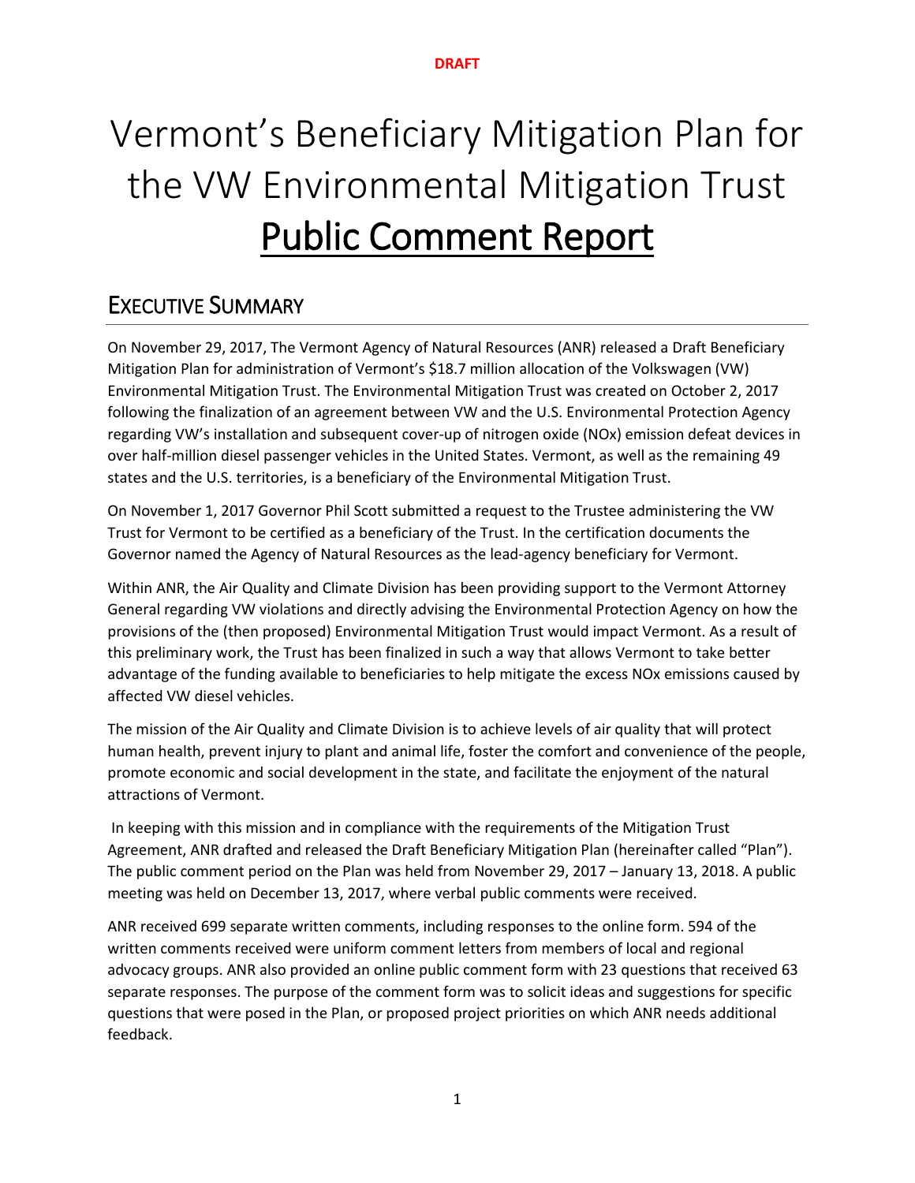DRAFT

# Vermont's Beneficiary Mitigation Plan for the VW Environmental Mitigation Trust Public Comment Report

## Executive Summary

On November 29, 2017, The Vermont Agency of Natural Resources (ANR) released a Draft Beneficiary Mitigation Plan for administration of Vermont's $18.7 million allocation of the Volkswagen (VW) Environmental Mitigation Trust. The Environmental Mitigation Trust was created on October 2, 2017 following the finalization of an agreement between VW and the U.S. Environmental Protection Agency regarding VW's installation and subsequent cover-up of nitrogen oxide (NOx) emission defeat devices in over half-million diesel passenger vehicles in the United States. Vermont, as well as the remaining 49 states and the U.S. territories, is a beneficiary of the Environmental Mitigation Trust.

On November 1, 2017 Governor Phil Scott submitted a request to the Trustee administering the VW Trust for Vermont to be certified as a beneficiary of the Trust. In the certification documents the Governor named the Agency of Natural Resources as the lead-agency beneficiary for Vermont.

Within ANR, the Air Quality and Climate Division has been providing support to the Vermont Attorney General regarding VW violations and directly advising the Environmental Protection Agency on how the provisions of the (then proposed) Environmental Mitigation Trust would impact Vermont. As a result of this preliminary work, the Trust has been finalized in such a way that allows Vermont to take better advantage of the funding available to beneficiaries to help mitigate the excess NOx emissions caused by affected VW diesel vehicles.

The mission of the Air Quality and Climate Division is to achieve levels of air quality that will protect human health, prevent injury to plant and animal life, foster the comfort and convenience of the people, promote economic and social development in the state, and facilitate the enjoyment of the natural attractions of Vermont.

In keeping with this mission and in compliance with the requirements of the Mitigation Trust Agreement, ANR drafted and released the Draft Beneficiary Mitigation Plan (hereinafter called "Plan"). The public comment period on the Plan was held from November 29, 2017 – January 13, 2018. A public meeting was held on December 13, 2017, where verbal public comments were received.

ANR received 699 separate written comments, including responses to the online form. 594 of the written comments received were uniform comment letters from members of local and regional advocacy groups. ANR also provided an online public comment form with 23 questions that received 63 separate responses. The purpose of the comment form was to solicit ideas and suggestions for specific questions that were posed in the Plan, or proposed project priorities on which ANR needs additional feedback.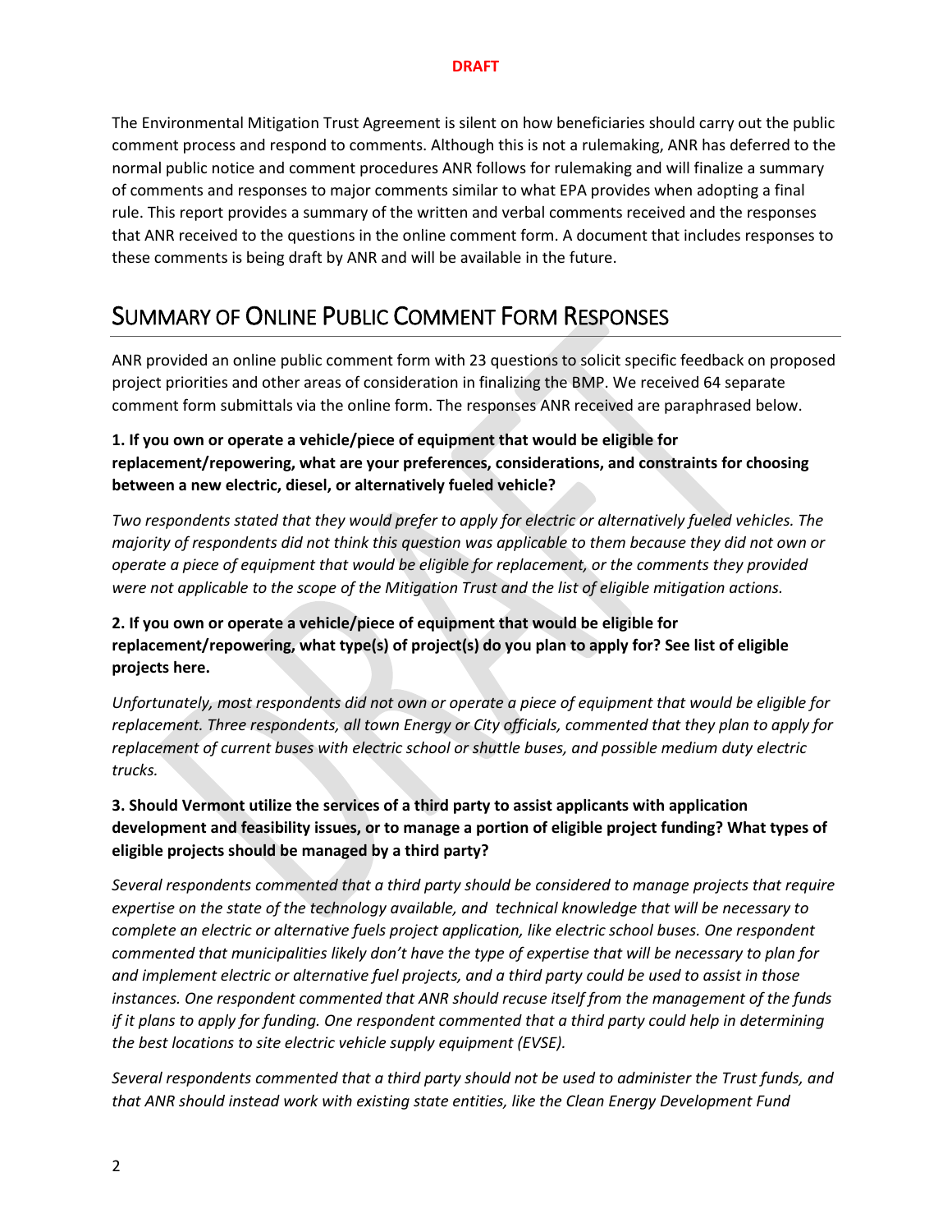The Environmental Mitigation Trust Agreement is silent on how beneficiaries should carry out the public comment process and respond to comments. Although this is not a rulemaking, ANR has deferred to the normal public notice and comment procedures ANR follows for rulemaking and will finalize a summary of comments and responses to major comments similar to what EPA provides when adopting a final rule. This report provides a summary of the written and verbal comments received and the responses that ANR received to the questions in the online comment form. A document that includes responses to these comments is being draft by ANR and will be available in the future.

## Summary of Online Public Comment Form Responses

ANR provided an online public comment form with 23 questions to solicit specific feedback on proposed project priorities and other areas of consideration in finalizing the BMP. We received 64 separate comment form submittals via the online form. The responses ANR received are paraphrased below.

**1. If you own or operate a vehicle/piece of equipment that would be eligible for replacement/repowering, what are your preferences, considerations, and constraints for choosing between a new electric, diesel, or alternatively fueled vehicle?**

*Two respondents stated that they would prefer to apply for electric or alternatively fueled vehicles. The majority of respondents did not think this question was applicable to them because they did not own or operate a piece of equipment that would be eligible for replacement, or the comments they provided were not applicable to the scope of the Mitigation Trust and the list of eligible mitigation actions.*

**2. If you own or operate a vehicle/piece of equipment that would be eligible for replacement/repowering, what type(s) of project(s) do you plan to apply for? See list of eligible projects here.**

*Unfortunately, most respondents did not own or operate a piece of equipment that would be eligible for replacement. Three respondents, all town Energy or City officials, commented that they plan to apply for replacement of current buses with electric school or shuttle buses, and possible medium duty electric trucks.*

**3. Should Vermont utilize the services of a third party to assist applicants with application development and feasibility issues, or to manage a portion of eligible project funding? What types of eligible projects should be managed by a third party?**

*Several respondents commented that a third party should be considered to manage projects that require expertise on the state of the technology available, and technical knowledge that will be necessary to complete an electric or alternative fuels project application, like electric school buses. One respondent commented that municipalities likely don't have the type of expertise that will be necessary to plan for and implement electric or alternative fuel projects, and a third party could be used to assist in those instances. One respondent commented that ANR should recuse itself from the management of the funds if it plans to apply for funding. One respondent commented that a third party could help in determining the best locations to site electric vehicle supply equipment (EVSE).*

*Several respondents commented that a third party should not be used to administer the Trust funds, and that ANR should instead work with existing state entities, like the Clean Energy Development Fund*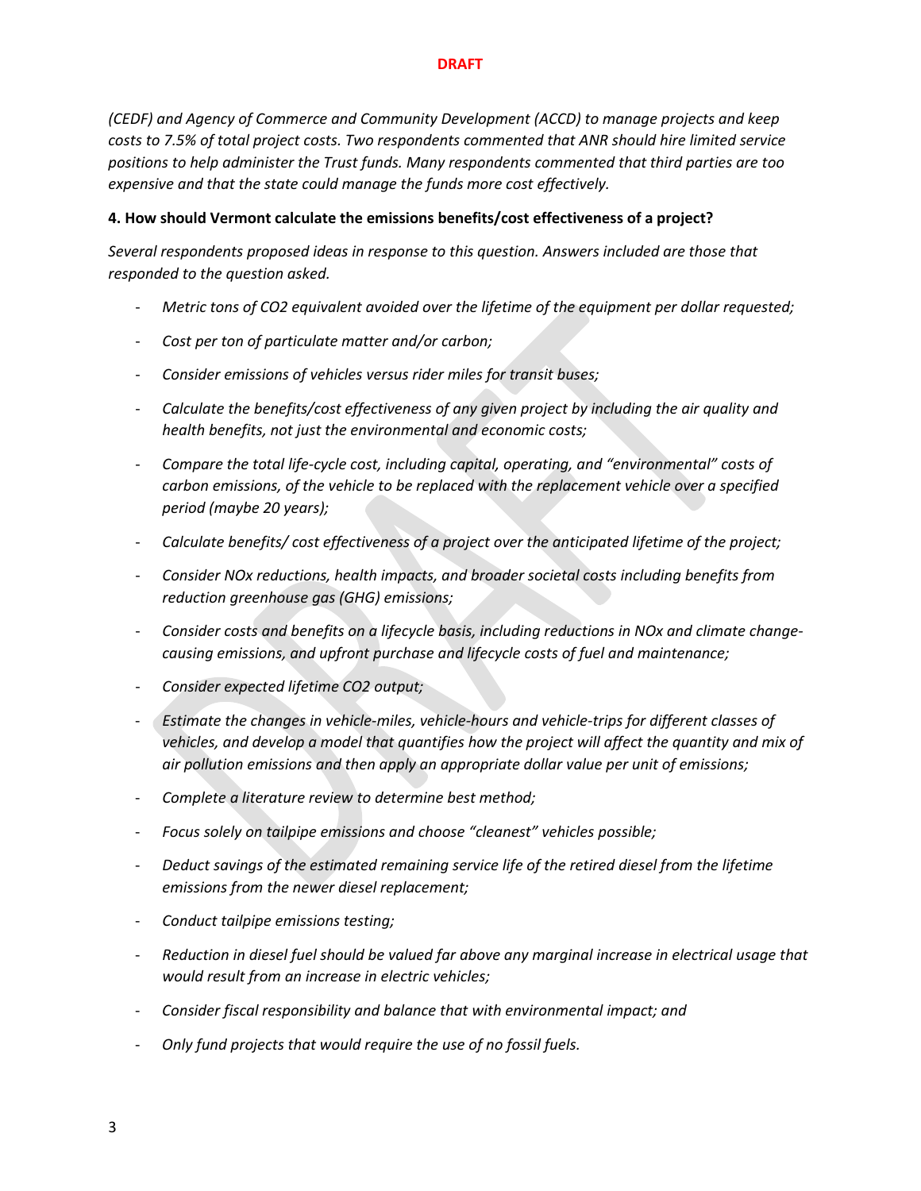*(CEDF) and Agency of Commerce and Community Development (ACCD) to manage projects and keep costs to 7.5% of total project costs. Two respondents commented that ANR should hire limited service positions to help administer the Trust funds. Many respondents commented that third parties are too expensive and that the state could manage the funds more cost effectively.*

**4. How should Vermont calculate the emissions benefits/cost effectiveness of a project?**

*Several respondents proposed ideas in response to this question. Answers included are those that responded to the question asked.*

- *Metric tons of $CO_2$ equivalent avoided over the lifetime of the equipment per dollar requested;*
- *Cost per ton of particulate matter and/or carbon;*
- *Consider emissions of vehicles versus rider miles for transit buses;*
- *Calculate the benefits/cost effectiveness of any given project by including the air quality and health benefits, not just the environmental and economic costs;*
- *Compare the total life-cycle cost, including capital, operating, and "environmental" costs of carbon emissions, of the vehicle to be replaced with the replacement vehicle over a specified period (maybe 20 years);*
- *Calculate benefits/ cost effectiveness of a project over the anticipated lifetime of the project;*
- *Consider $NO_x$ reductions, health impacts, and broader societal costs including benefits from reduction greenhouse gas (GHG) emissions;*
- *Consider costs and benefits on a lifecycle basis, including reductions in $NO_x$ and climate change-causing emissions, and upfront purchase and lifecycle costs of fuel and maintenance;*
- *Consider expected lifetime $CO_2$ output;*
- *Estimate the changes in vehicle-miles, vehicle-hours and vehicle-trips for different classes of vehicles, and develop a model that quantifies how the project will affect the quantity and mix of air pollution emissions and then apply an appropriate dollar value per unit of emissions;*
- *Complete a literature review to determine best method;*
- *Focus solely on tailpipe emissions and choose "cleanest" vehicles possible;*
- *Deduct savings of the estimated remaining service life of the retired diesel from the lifetime emissions from the newer diesel replacement;*
- *Conduct tailpipe emissions testing;*
- *Reduction in diesel fuel should be valued far above any marginal increase in electrical usage that would result from an increase in electric vehicles;*
- *Consider fiscal responsibility and balance that with environmental impact; and*
- *Only fund projects that would require the use of no fossil fuels.*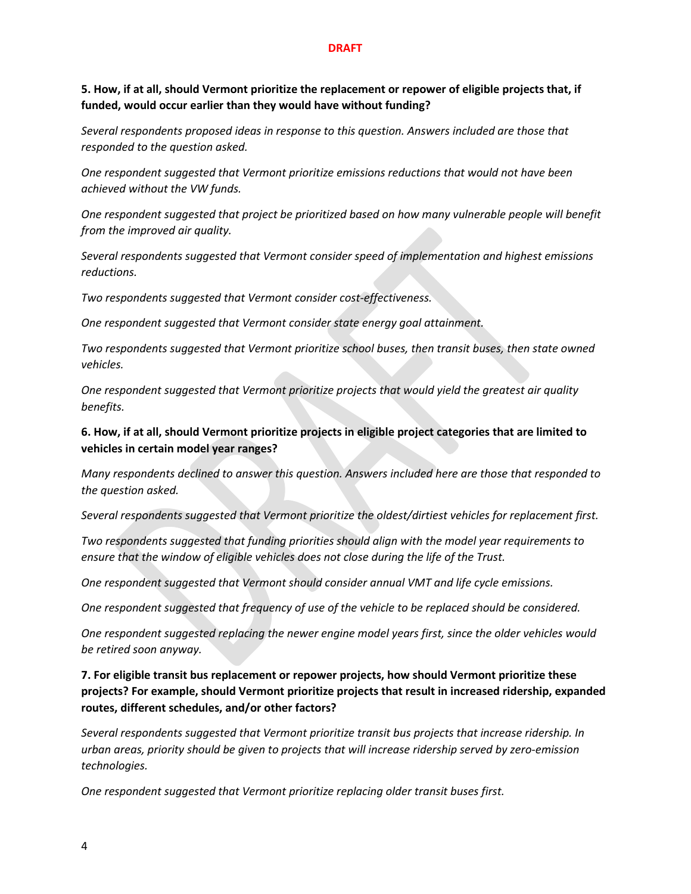**5. How, if at all, should Vermont prioritize the replacement or repower of eligible projects that, if funded, would occur earlier than they would have without funding?**

*Several respondents proposed ideas in response to this question. Answers included are those that responded to the question asked.*

*One respondent suggested that Vermont prioritize emissions reductions that would not have been achieved without the VW funds.*

*One respondent suggested that project be prioritized based on how many vulnerable people will benefit from the improved air quality.*

*Several respondents suggested that Vermont consider speed of implementation and highest emissions reductions.*

*Two respondents suggested that Vermont consider cost-effectiveness.*

*One respondent suggested that Vermont consider state energy goal attainment.*

*Two respondents suggested that Vermont prioritize school buses, then transit buses, then state owned vehicles.*

*One respondent suggested that Vermont prioritize projects that would yield the greatest air quality benefits.*

**6. How, if at all, should Vermont prioritize projects in eligible project categories that are limited to vehicles in certain model year ranges?**

*Many respondents declined to answer this question. Answers included here are those that responded to the question asked.*

*Several respondents suggested that Vermont prioritize the oldest/dirtiest vehicles for replacement first.*

*Two respondents suggested that funding priorities should align with the model year requirements to ensure that the window of eligible vehicles does not close during the life of the Trust.*

*One respondent suggested that Vermont should consider annual VMT and life cycle emissions.*

*One respondent suggested that frequency of use of the vehicle to be replaced should be considered.*

*One respondent suggested replacing the newer engine model years first, since the older vehicles would be retired soon anyway.*

**7. For eligible transit bus replacement or repower projects, how should Vermont prioritize these projects? For example, should Vermont prioritize projects that result in increased ridership, expanded routes, different schedules, and/or other factors?**

*Several respondents suggested that Vermont prioritize transit bus projects that increase ridership. In urban areas, priority should be given to projects that will increase ridership served by zero-emission technologies.*

*One respondent suggested that Vermont prioritize replacing older transit buses first.*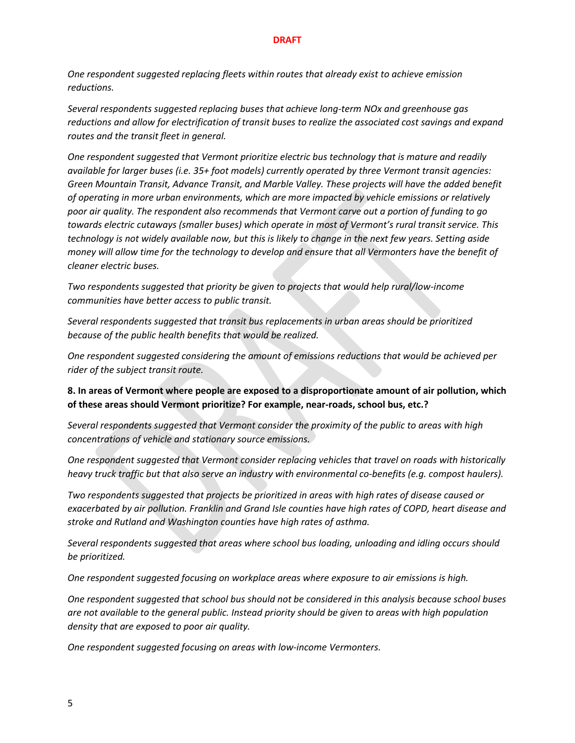*One respondent suggested replacing fleets within routes that already exist to achieve emission reductions.*

*Several respondents suggested replacing buses that achieve long-term NOx and greenhouse gas reductions and allow for electrification of transit buses to realize the associated cost savings and expand routes and the transit fleet in general.*

*One respondent suggested that Vermont prioritize electric bus technology that is mature and readily available for larger buses (i.e. 35+ foot models) currently operated by three Vermont transit agencies: Green Mountain Transit, Advance Transit, and Marble Valley. These projects will have the added benefit of operating in more urban environments, which are more impacted by vehicle emissions or relatively poor air quality. The respondent also recommends that Vermont carve out a portion of funding to go towards electric cutaways (smaller buses) which operate in most of Vermont's rural transit service. This technology is not widely available now, but this is likely to change in the next few years. Setting aside money will allow time for the technology to develop and ensure that all Vermonters have the benefit of cleaner electric buses.*

*Two respondents suggested that priority be given to projects that would help rural/low-income communities have better access to public transit.*

*Several respondents suggested that transit bus replacements in urban areas should be prioritized because of the public health benefits that would be realized.*

*One respondent suggested considering the amount of emissions reductions that would be achieved per rider of the subject transit route.*

**8. In areas of Vermont where people are exposed to a disproportionate amount of air pollution, which of these areas should Vermont prioritize? For example, near-roads, school bus, etc.?**

*Several respondents suggested that Vermont consider the proximity of the public to areas with high concentrations of vehicle and stationary source emissions.*

*One respondent suggested that Vermont consider replacing vehicles that travel on roads with historically heavy truck traffic but that also serve an industry with environmental co-benefits (e.g. compost haulers).*

*Two respondents suggested that projects be prioritized in areas with high rates of disease caused or exacerbated by air pollution. Franklin and Grand Isle counties have high rates of COPD, heart disease and stroke and Rutland and Washington counties have high rates of asthma.*

*Several respondents suggested that areas where school bus loading, unloading and idling occurs should be prioritized.*

*One respondent suggested focusing on workplace areas where exposure to air emissions is high.*

*One respondent suggested that school bus should not be considered in this analysis because school buses are not available to the general public. Instead priority should be given to areas with high population density that are exposed to poor air quality.*

*One respondent suggested focusing on areas with low-income Vermonters.*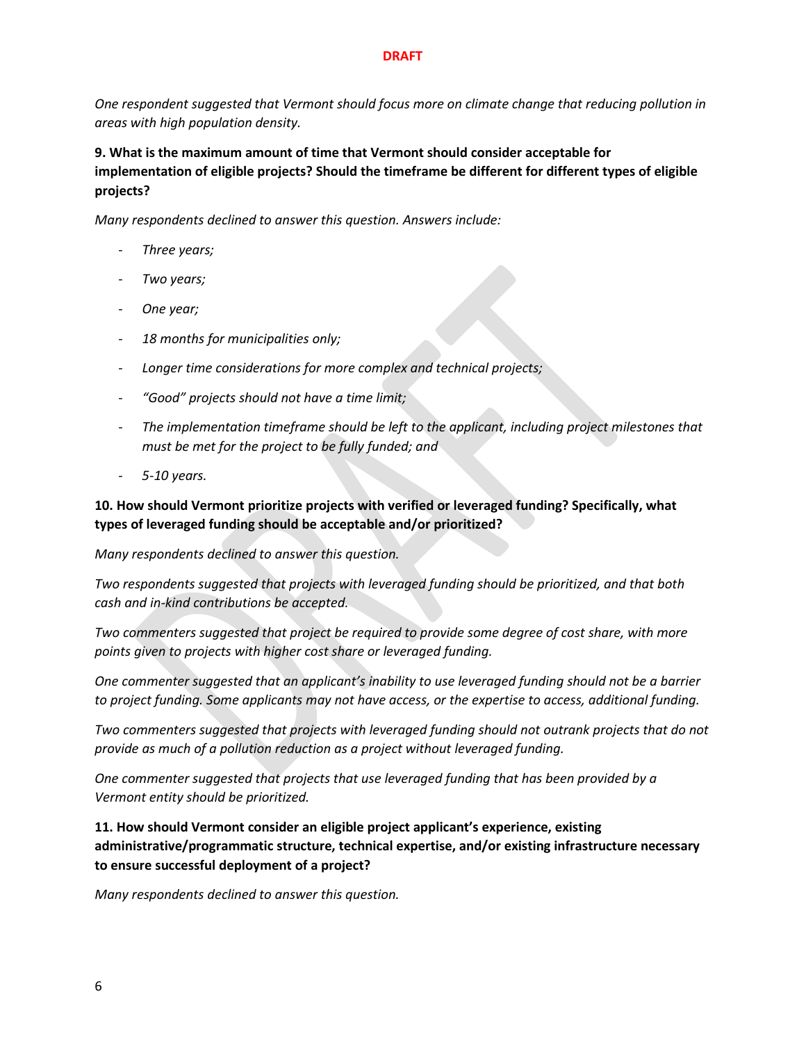*One respondent suggested that Vermont should focus more on climate change that reducing pollution in areas with high population density.*

**9. What is the maximum amount of time that Vermont should consider acceptable for implementation of eligible projects? Should the timeframe be different for different types of eligible projects?**

*Many respondents declined to answer this question. Answers include:*

- *Three years;*
- *Two years;*
- *One year;*
- *18 months for municipalities only;*
- *Longer time considerations for more complex and technical projects;*
- *"Good" projects should not have a time limit;*
- *The implementation timeframe should be left to the applicant, including project milestones that must be met for the project to be fully funded; and*
- *5-10 years.*

**10. How should Vermont prioritize projects with verified or leveraged funding? Specifically, what types of leveraged funding should be acceptable and/or prioritized?**

*Many respondents declined to answer this question.*

*Two respondents suggested that projects with leveraged funding should be prioritized, and that both cash and in-kind contributions be accepted.*

*Two commenters suggested that project be required to provide some degree of cost share, with more points given to projects with higher cost share or leveraged funding.*

*One commenter suggested that an applicant's inability to use leveraged funding should not be a barrier to project funding. Some applicants may not have access, or the expertise to access, additional funding.*

*Two commenters suggested that projects with leveraged funding should not outrank projects that do not provide as much of a pollution reduction as a project without leveraged funding.*

*One commenter suggested that projects that use leveraged funding that has been provided by a Vermont entity should be prioritized.*

**11. How should Vermont consider an eligible project applicant's experience, existing administrative/programmatic structure, technical expertise, and/or existing infrastructure necessary to ensure successful deployment of a project?**

*Many respondents declined to answer this question.*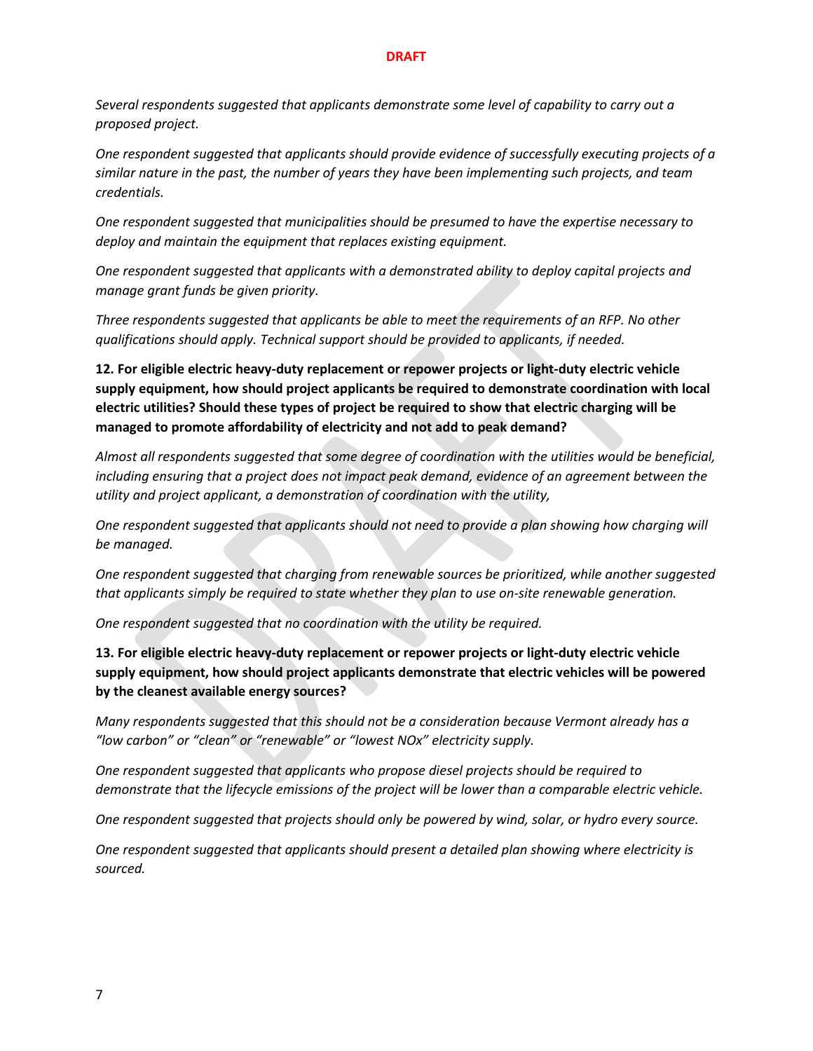*Several respondents suggested that applicants demonstrate some level of capability to carry out a proposed project.*

*One respondent suggested that applicants should provide evidence of successfully executing projects of a similar nature in the past, the number of years they have been implementing such projects, and team credentials.*

*One respondent suggested that municipalities should be presumed to have the expertise necessary to deploy and maintain the equipment that replaces existing equipment.*

*One respondent suggested that applicants with a demonstrated ability to deploy capital projects and manage grant funds be given priority.*

*Three respondents suggested that applicants be able to meet the requirements of an RFP. No other qualifications should apply. Technical support should be provided to applicants, if needed.*

**12. For eligible electric heavy-duty replacement or repower projects or light-duty electric vehicle supply equipment, how should project applicants be required to demonstrate coordination with local electric utilities? Should these types of project be required to show that electric charging will be managed to promote affordability of electricity and not add to peak demand?**

*Almost all respondents suggested that some degree of coordination with the utilities would be beneficial, including ensuring that a project does not impact peak demand, evidence of an agreement between the utility and project applicant, a demonstration of coordination with the utility,*

*One respondent suggested that applicants should not need to provide a plan showing how charging will be managed.*

*One respondent suggested that charging from renewable sources be prioritized, while another suggested that applicants simply be required to state whether they plan to use on-site renewable generation.*

*One respondent suggested that no coordination with the utility be required.*

**13. For eligible electric heavy-duty replacement or repower projects or light-duty electric vehicle supply equipment, how should project applicants demonstrate that electric vehicles will be powered by the cleanest available energy sources?**

*Many respondents suggested that this should not be a consideration because Vermont already has a "low carbon" or "clean" or "renewable" or "lowest NOx" electricity supply.*

*One respondent suggested that applicants who propose diesel projects should be required to demonstrate that the lifecycle emissions of the project will be lower than a comparable electric vehicle.*

*One respondent suggested that projects should only be powered by wind, solar, or hydro every source.*

*One respondent suggested that applicants should present a detailed plan showing where electricity is sourced.*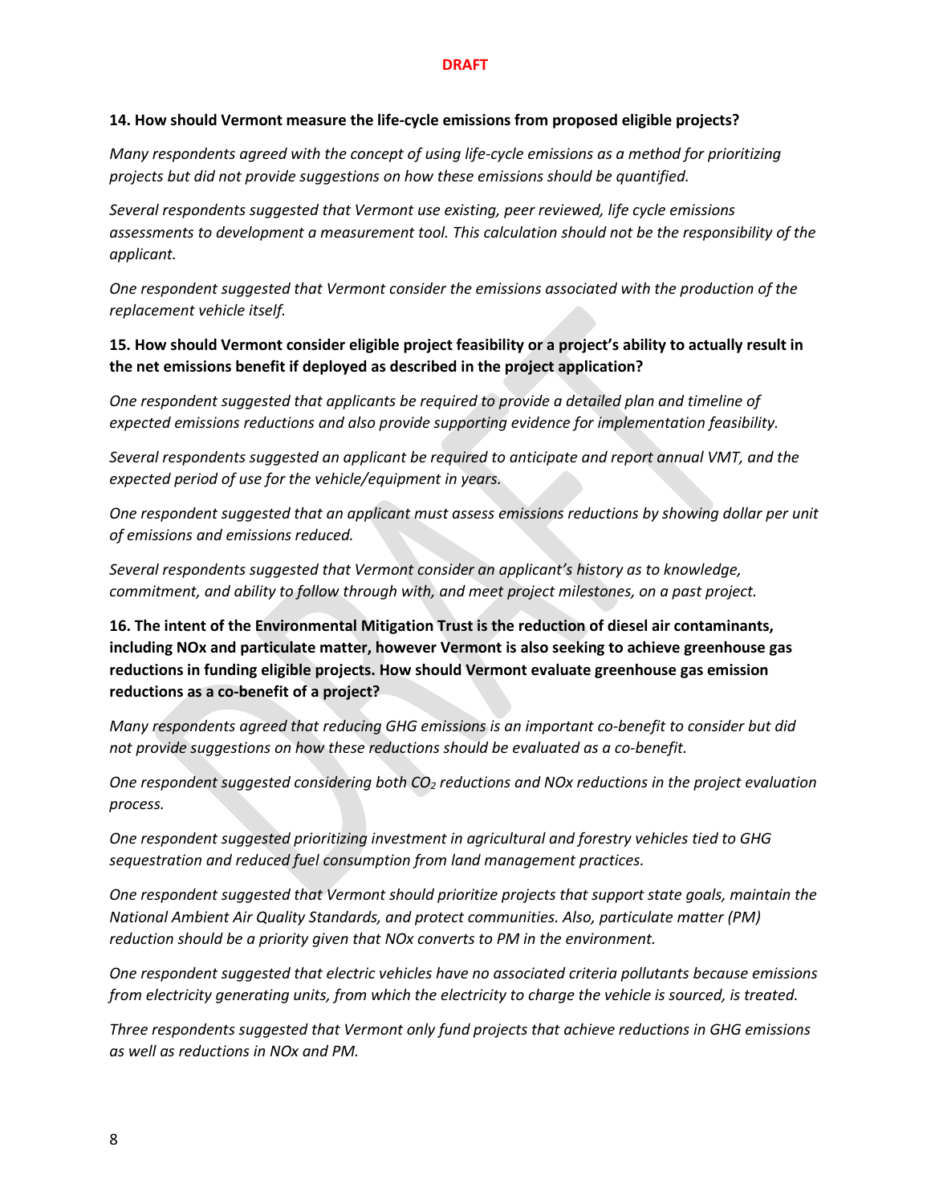**14. How should Vermont measure the life-cycle emissions from proposed eligible projects?**

*Many respondents agreed with the concept of using life-cycle emissions as a method for prioritizing projects but did not provide suggestions on how these emissions should be quantified.*

*Several respondents suggested that Vermont use existing, peer reviewed, life cycle emissions assessments to development a measurement tool. This calculation should not be the responsibility of the applicant.*

*One respondent suggested that Vermont consider the emissions associated with the production of the replacement vehicle itself.*

**15. How should Vermont consider eligible project feasibility or a project's ability to actually result in the net emissions benefit if deployed as described in the project application?**

*One respondent suggested that applicants be required to provide a detailed plan and timeline of expected emissions reductions and also provide supporting evidence for implementation feasibility.*

*Several respondents suggested an applicant be required to anticipate and report annual VMT, and the expected period of use for the vehicle/equipment in years.*

*One respondent suggested that an applicant must assess emissions reductions by showing dollar per unit of emissions and emissions reduced.*

*Several respondents suggested that Vermont consider an applicant's history as to knowledge, commitment, and ability to follow through with, and meet project milestones, on a past project.*

**16. The intent of the Environmental Mitigation Trust is the reduction of diesel air contaminants, including NOx and particulate matter, however Vermont is also seeking to achieve greenhouse gas reductions in funding eligible projects. How should Vermont evaluate greenhouse gas emission reductions as a co-benefit of a project?**

*Many respondents agreed that reducing GHG emissions is an important co-benefit to consider but did not provide suggestions on how these reductions should be evaluated as a co-benefit.*

*One respondent suggested considering both $CO_2$ reductions and NOx reductions in the project evaluation process.*

*One respondent suggested prioritizing investment in agricultural and forestry vehicles tied to GHG sequestration and reduced fuel consumption from land management practices.*

*One respondent suggested that Vermont should prioritize projects that support state goals, maintain the National Ambient Air Quality Standards, and protect communities. Also, particulate matter (PM) reduction should be a priority given that NOx converts to PM in the environment.*

*One respondent suggested that electric vehicles have no associated criteria pollutants because emissions from electricity generating units, from which the electricity to charge the vehicle is sourced, is treated.*

*Three respondents suggested that Vermont only fund projects that achieve reductions in GHG emissions as well as reductions in NOx and PM.*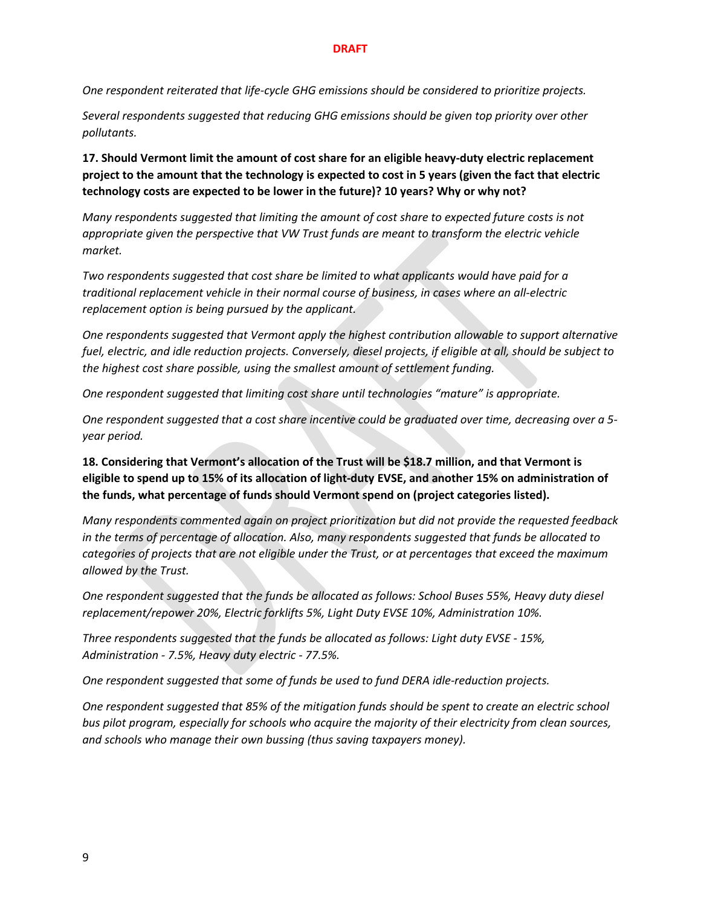*One respondent reiterated that life-cycle GHG emissions should be considered to prioritize projects.*

*Several respondents suggested that reducing GHG emissions should be given top priority over other pollutants.*

**17. Should Vermont limit the amount of cost share for an eligible heavy-duty electric replacement project to the amount that the technology is expected to cost in 5 years (given the fact that electric technology costs are expected to be lower in the future)? 10 years? Why or why not?**

*Many respondents suggested that limiting the amount of cost share to expected future costs is not appropriate given the perspective that VW Trust funds are meant to transform the electric vehicle market.*

*Two respondents suggested that cost share be limited to what applicants would have paid for a traditional replacement vehicle in their normal course of business, in cases where an all-electric replacement option is being pursued by the applicant.*

*One respondents suggested that Vermont apply the highest contribution allowable to support alternative fuel, electric, and idle reduction projects. Conversely, diesel projects, if eligible at all, should be subject to the highest cost share possible, using the smallest amount of settlement funding.*

*One respondent suggested that limiting cost share until technologies "mature" is appropriate.*

*One respondent suggested that a cost share incentive could be graduated over time, decreasing over a 5-year period.*

**18. Considering that Vermont's allocation of the Trust will be $18.7 million, and that Vermont is eligible to spend up to 15% of its allocation of light-duty EVSE, and another 15% on administration of the funds, what percentage of funds should Vermont spend on (project categories listed).**

*Many respondents commented again on project prioritization but did not provide the requested feedback in the terms of percentage of allocation. Also, many respondents suggested that funds be allocated to categories of projects that are not eligible under the Trust, or at percentages that exceed the maximum allowed by the Trust.*

*One respondent suggested that the funds be allocated as follows: School Buses 55%, Heavy duty diesel replacement/repower 20%, Electric forklifts 5%, Light Duty EVSE 10%, Administration 10%.*

*Three respondents suggested that the funds be allocated as follows: Light duty EVSE - 15%, Administration - 7.5%, Heavy duty electric - 77.5%.*

*One respondent suggested that some of funds be used to fund DERA idle-reduction projects.*

*One respondent suggested that 85% of the mitigation funds should be spent to create an electric school bus pilot program, especially for schools who acquire the majority of their electricity from clean sources, and schools who manage their own bussing (thus saving taxpayers money).*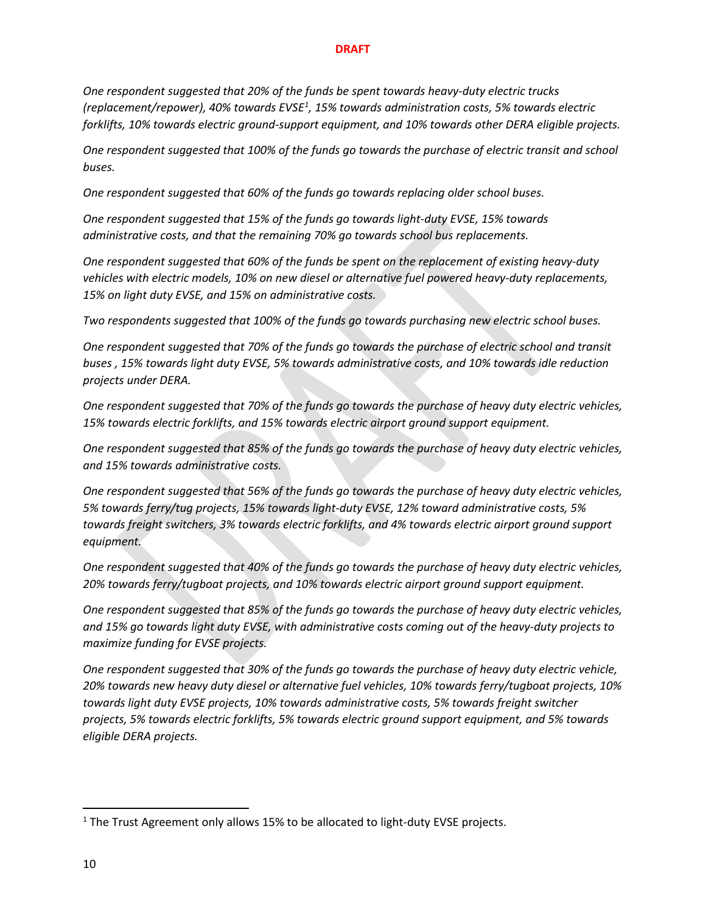*One respondent suggested that 20% of the funds be spent towards heavy-duty electric trucks (replacement/repower), 40% towards EVSE[1], 15% towards administration costs, 5% towards electric forklifts, 10% towards electric ground-support equipment, and 10% towards other DERA eligible projects.*

*One respondent suggested that 100% of the funds go towards the purchase of electric transit and school buses.*

*One respondent suggested that 60% of the funds go towards replacing older school buses.*

*One respondent suggested that 15% of the funds go towards light-duty EVSE, 15% towards administrative costs, and that the remaining 70% go towards school bus replacements.*

*One respondent suggested that 60% of the funds be spent on the replacement of existing heavy-duty vehicles with electric models, 10% on new diesel or alternative fuel powered heavy-duty replacements, 15% on light duty EVSE, and 15% on administrative costs.*

*Two respondents suggested that 100% of the funds go towards purchasing new electric school buses.*

*One respondent suggested that 70% of the funds go towards the purchase of electric school and transit buses , 15% towards light duty EVSE, 5% towards administrative costs, and 10% towards idle reduction projects under DERA.*

*One respondent suggested that 70% of the funds go towards the purchase of heavy duty electric vehicles, 15% towards electric forklifts, and 15% towards electric airport ground support equipment.*

*One respondent suggested that 85% of the funds go towards the purchase of heavy duty electric vehicles, and 15% towards administrative costs.*

*One respondent suggested that 56% of the funds go towards the purchase of heavy duty electric vehicles, 5% towards ferry/tug projects, 15% towards light-duty EVSE, 12% toward administrative costs, 5% towards freight switchers, 3% towards electric forklifts, and 4% towards electric airport ground support equipment.*

*One respondent suggested that 40% of the funds go towards the purchase of heavy duty electric vehicles, 20% towards ferry/tugboat projects, and 10% towards electric airport ground support equipment.*

*One respondent suggested that 85% of the funds go towards the purchase of heavy duty electric vehicles, and 15% go towards light duty EVSE, with administrative costs coming out of the heavy-duty projects to maximize funding for EVSE projects.*

*One respondent suggested that 30% of the funds go towards the purchase of heavy duty electric vehicle, 20% towards new heavy duty diesel or alternative fuel vehicles, 10% towards ferry/tugboat projects, 10% towards light duty EVSE projects, 10% towards administrative costs, 5% towards freight switcher projects, 5% towards electric forklifts, 5% towards electric ground support equipment, and 5% towards eligible DERA projects.*

---

[1] The Trust Agreement only allows 15% to be allocated to light-duty EVSE projects.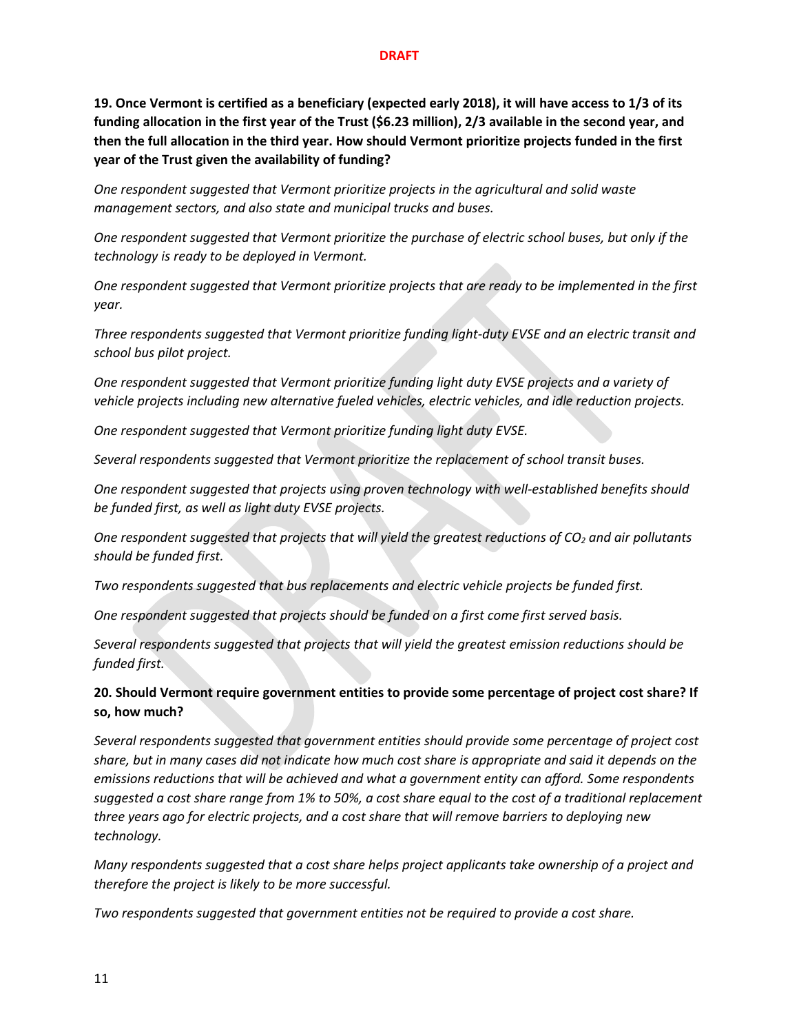**19. Once Vermont is certified as a beneficiary (expected early 2018), it will have access to 1/3 of its funding allocation in the first year of the Trust ($6.23 million), 2/3 available in the second year, and then the full allocation in the third year. How should Vermont prioritize projects funded in the first year of the Trust given the availability of funding?**

*One respondent suggested that Vermont prioritize projects in the agricultural and solid waste management sectors, and also state and municipal trucks and buses.*

*One respondent suggested that Vermont prioritize the purchase of electric school buses, but only if the technology is ready to be deployed in Vermont.*

*One respondent suggested that Vermont prioritize projects that are ready to be implemented in the first year.*

*Three respondents suggested that Vermont prioritize funding light-duty EVSE and an electric transit and school bus pilot project.*

*One respondent suggested that Vermont prioritize funding light duty EVSE projects and a variety of vehicle projects including new alternative fueled vehicles, electric vehicles, and idle reduction projects.*

*One respondent suggested that Vermont prioritize funding light duty EVSE.*

*Several respondents suggested that Vermont prioritize the replacement of school transit buses.*

*One respondent suggested that projects using proven technology with well-established benefits should be funded first, as well as light duty EVSE projects.*

*One respondent suggested that projects that will yield the greatest reductions of $CO_2$ and air pollutants should be funded first.*

*Two respondents suggested that bus replacements and electric vehicle projects be funded first.*

*One respondent suggested that projects should be funded on a first come first served basis.*

*Several respondents suggested that projects that will yield the greatest emission reductions should be funded first.*

**20. Should Vermont require government entities to provide some percentage of project cost share? If so, how much?**

*Several respondents suggested that government entities should provide some percentage of project cost share, but in many cases did not indicate how much cost share is appropriate and said it depends on the emissions reductions that will be achieved and what a government entity can afford. Some respondents suggested a cost share range from 1% to 50%, a cost share equal to the cost of a traditional replacement three years ago for electric projects, and a cost share that will remove barriers to deploying new technology.*

*Many respondents suggested that a cost share helps project applicants take ownership of a project and therefore the project is likely to be more successful.*

*Two respondents suggested that government entities not be required to provide a cost share.*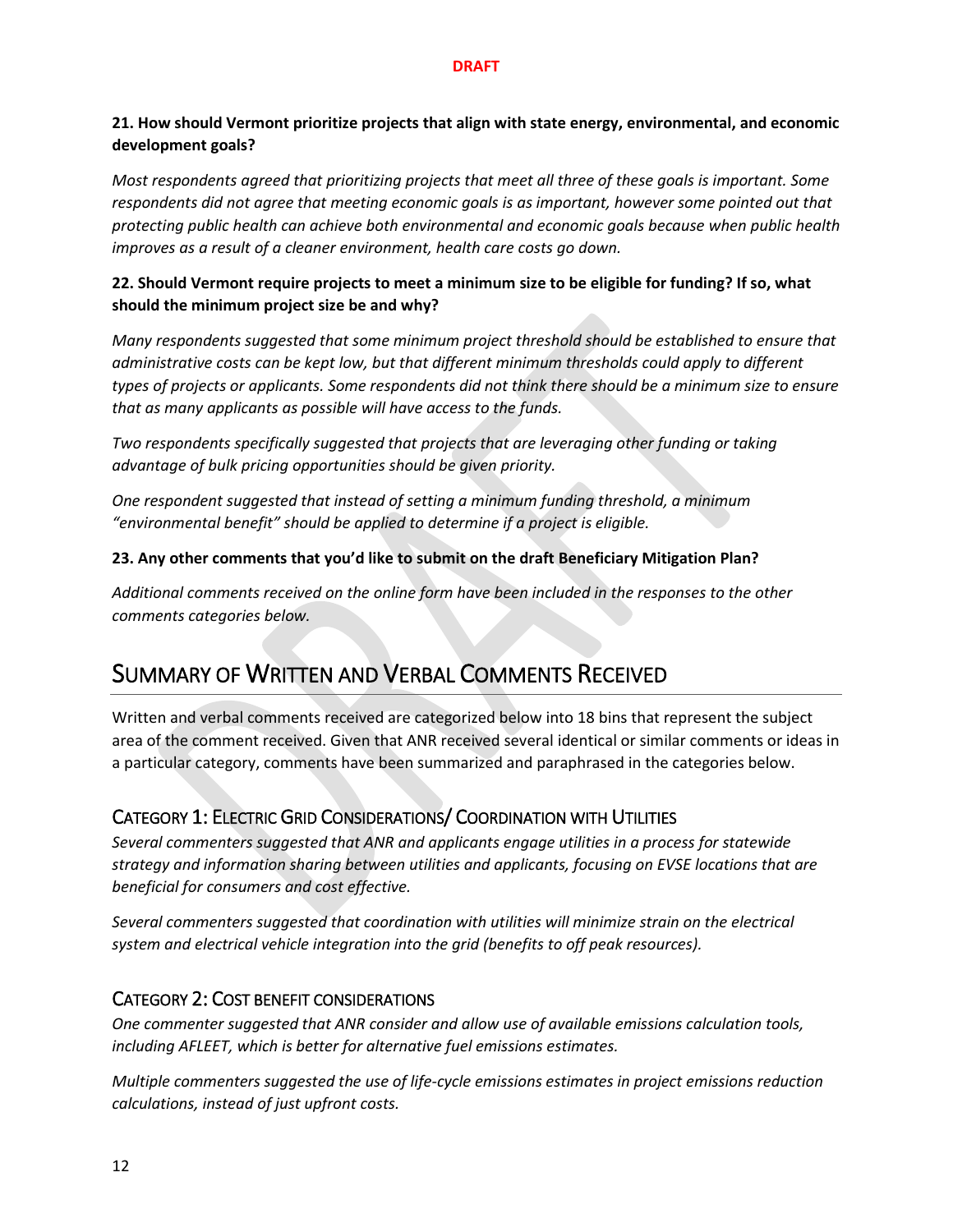**21. How should Vermont prioritize projects that align with state energy, environmental, and economic development goals?**

*Most respondents agreed that prioritizing projects that meet all three of these goals is important. Some respondents did not agree that meeting economic goals is as important, however some pointed out that protecting public health can achieve both environmental and economic goals because when public health improves as a result of a cleaner environment, health care costs go down.*

**22. Should Vermont require projects to meet a minimum size to be eligible for funding? If so, what should the minimum project size be and why?**

*Many respondents suggested that some minimum project threshold should be established to ensure that administrative costs can be kept low, but that different minimum thresholds could apply to different types of projects or applicants. Some respondents did not think there should be a minimum size to ensure that as many applicants as possible will have access to the funds.*

*Two respondents specifically suggested that projects that are leveraging other funding or taking advantage of bulk pricing opportunities should be given priority.*

*One respondent suggested that instead of setting a minimum funding threshold, a minimum "environmental benefit" should be applied to determine if a project is eligible.*

**23. Any other comments that you'd like to submit on the draft Beneficiary Mitigation Plan?**

*Additional comments received on the online form have been included in the responses to the other comments categories below.*

# Summary of Written and Verbal Comments Received

Written and verbal comments received are categorized below into 18 bins that represent the subject area of the comment received. Given that ANR received several identical or similar comments or ideas in a particular category, comments have been summarized and paraphrased in the categories below.

## Category 1: Electric Grid Considerations/ Coordination with Utilities

*Several commenters suggested that ANR and applicants engage utilities in a process for statewide strategy and information sharing between utilities and applicants, focusing on EVSE locations that are beneficial for consumers and cost effective.*

*Several commenters suggested that coordination with utilities will minimize strain on the electrical system and electrical vehicle integration into the grid (benefits to off peak resources).*

## Category 2: Cost benefit considerations

*One commenter suggested that ANR consider and allow use of available emissions calculation tools, including AFLEET, which is better for alternative fuel emissions estimates.*

*Multiple commenters suggested the use of life-cycle emissions estimates in project emissions reduction calculations, instead of just upfront costs.*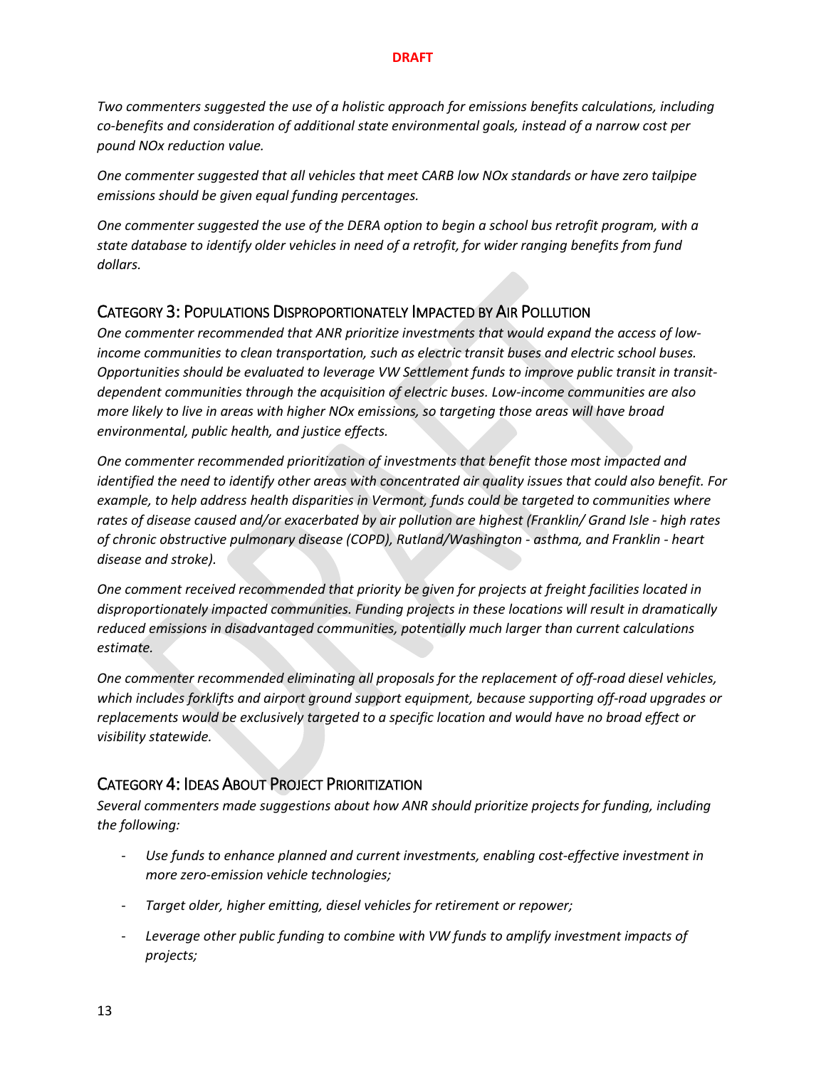*Two commenters suggested the use of a holistic approach for emissions benefits calculations, including co-benefits and consideration of additional state environmental goals, instead of a narrow cost per pound NOx reduction value.*

*One commenter suggested that all vehicles that meet CARB low NOx standards or have zero tailpipe emissions should be given equal funding percentages.*

*One commenter suggested the use of the DERA option to begin a school bus retrofit program, with a state database to identify older vehicles in need of a retrofit, for wider ranging benefits from fund dollars.*

## Category 3: Populations Disproportionately Impacted by Air Pollution

*One commenter recommended that ANR prioritize investments that would expand the access of low-income communities to clean transportation, such as electric transit buses and electric school buses. Opportunities should be evaluated to leverage VW Settlement funds to improve public transit in transit-dependent communities through the acquisition of electric buses. Low-income communities are also more likely to live in areas with higher NOx emissions, so targeting those areas will have broad environmental, public health, and justice effects.*

*One commenter recommended prioritization of investments that benefit those most impacted and identified the need to identify other areas with concentrated air quality issues that could also benefit. For example, to help address health disparities in Vermont, funds could be targeted to communities where rates of disease caused and/or exacerbated by air pollution are highest (Franklin/ Grand Isle - high rates of chronic obstructive pulmonary disease (COPD), Rutland/Washington - asthma, and Franklin - heart disease and stroke).*

*One comment received recommended that priority be given for projects at freight facilities located in disproportionately impacted communities. Funding projects in these locations will result in dramatically reduced emissions in disadvantaged communities, potentially much larger than current calculations estimate.*

*One commenter recommended eliminating all proposals for the replacement of off-road diesel vehicles, which includes forklifts and airport ground support equipment, because supporting off-road upgrades or replacements would be exclusively targeted to a specific location and would have no broad effect or visibility statewide.*

## Category 4: Ideas About Project Prioritization

*Several commenters made suggestions about how ANR should prioritize projects for funding, including the following:*

- *Use funds to enhance planned and current investments, enabling cost-effective investment in more zero-emission vehicle technologies;*
- *Target older, higher emitting, diesel vehicles for retirement or repower;*
- *Leverage other public funding to combine with VW funds to amplify investment impacts of projects;*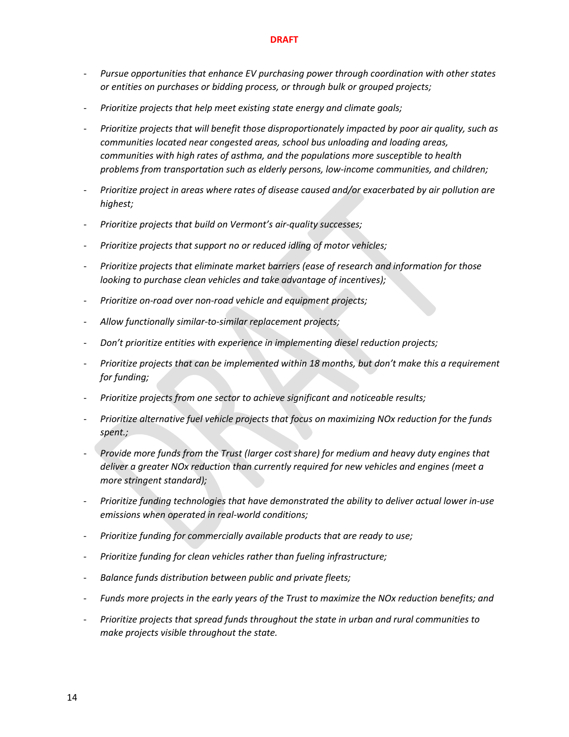**DRAFT**

- *Pursue opportunities that enhance EV purchasing power through coordination with other states or entities on purchases or bidding process, or through bulk or grouped projects;*
- *Prioritize projects that help meet existing state energy and climate goals;*
- *Prioritize projects that will benefit those disproportionately impacted by poor air quality, such as communities located near congested areas, school bus unloading and loading areas, communities with high rates of asthma, and the populations more susceptible to health problems from transportation such as elderly persons, low-income communities, and children;*
- *Prioritize project in areas where rates of disease caused and/or exacerbated by air pollution are highest;*
- *Prioritize projects that build on Vermont's air-quality successes;*
- *Prioritize projects that support no or reduced idling of motor vehicles;*
- *Prioritize projects that eliminate market barriers (ease of research and information for those looking to purchase clean vehicles and take advantage of incentives);*
- *Prioritize on-road over non-road vehicle and equipment projects;*
- *Allow functionally similar-to-similar replacement projects;*
- *Don't prioritize entities with experience in implementing diesel reduction projects;*
- *Prioritize projects that can be implemented within 18 months, but don't make this a requirement for funding;*
- *Prioritize projects from one sector to achieve significant and noticeable results;*
- *Prioritize alternative fuel vehicle projects that focus on maximizing NOx reduction for the funds spent.;*
- *Provide more funds from the Trust (larger cost share) for medium and heavy duty engines that deliver a greater NOx reduction than currently required for new vehicles and engines (meet a more stringent standard);*
- *Prioritize funding technologies that have demonstrated the ability to deliver actual lower in-use emissions when operated in real-world conditions;*
- *Prioritize funding for commercially available products that are ready to use;*
- *Prioritize funding for clean vehicles rather than fueling infrastructure;*
- *Balance funds distribution between public and private fleets;*
- *Funds more projects in the early years of the Trust to maximize the NOx reduction benefits; and*
- *Prioritize projects that spread funds throughout the state in urban and rural communities to make projects visible throughout the state.*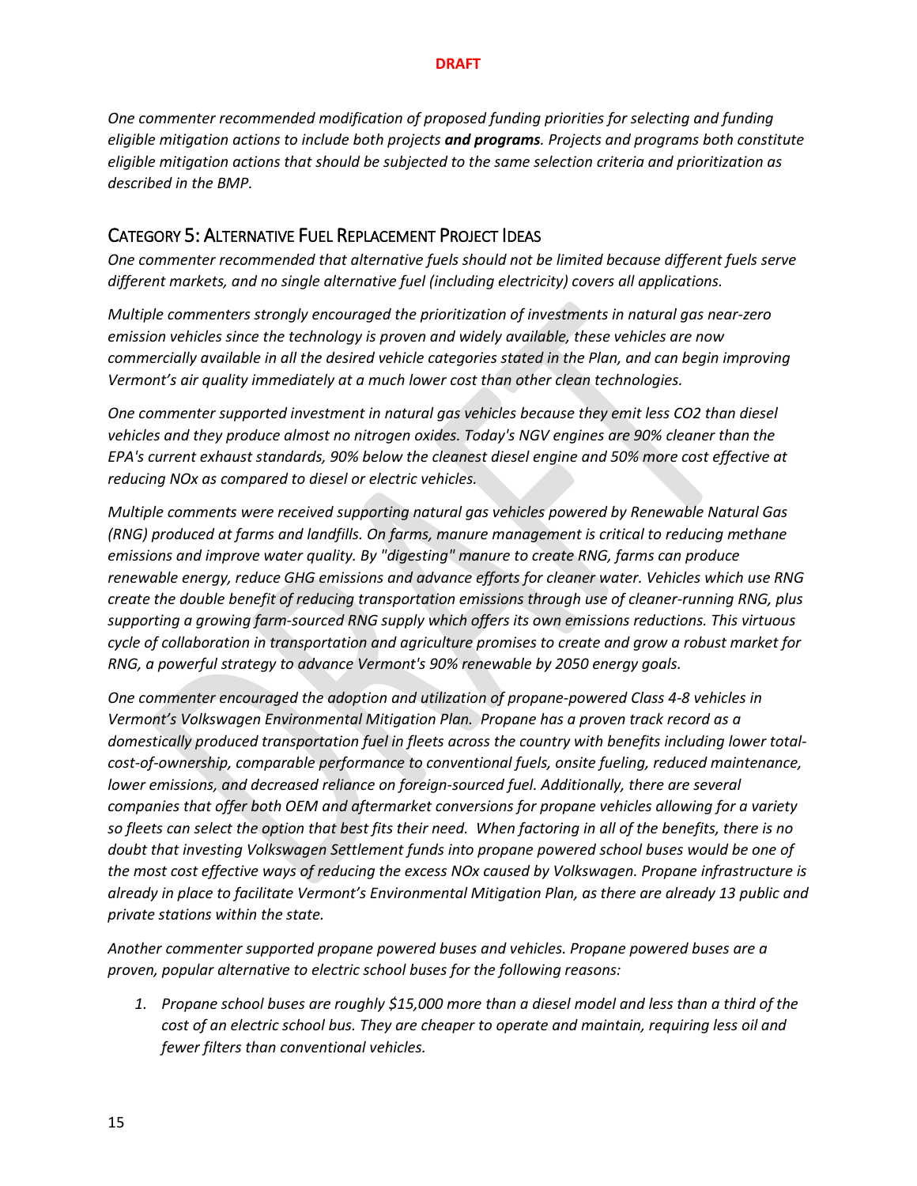*One commenter recommended modification of proposed funding priorities for selecting and funding eligible mitigation actions to include both projects **and programs**. Projects and programs both constitute eligible mitigation actions that should be subjected to the same selection criteria and prioritization as described in the BMP.*

## Category 5: Alternative Fuel Replacement Project Ideas

*One commenter recommended that alternative fuels should not be limited because different fuels serve different markets, and no single alternative fuel (including electricity) covers all applications.*

*Multiple commenters strongly encouraged the prioritization of investments in natural gas near-zero emission vehicles since the technology is proven and widely available, these vehicles are now commercially available in all the desired vehicle categories stated in the Plan, and can begin improving Vermont's air quality immediately at a much lower cost than other clean technologies.*

*One commenter supported investment in natural gas vehicles because they emit less CO2 than diesel vehicles and they produce almost no nitrogen oxides. Today's NGV engines are 90% cleaner than the EPA's current exhaust standards, 90% below the cleanest diesel engine and 50% more cost effective at reducing NOx as compared to diesel or electric vehicles.*

*Multiple comments were received supporting natural gas vehicles powered by Renewable Natural Gas (RNG) produced at farms and landfills. On farms, manure management is critical to reducing methane emissions and improve water quality. By "digesting" manure to create RNG, farms can produce renewable energy, reduce GHG emissions and advance efforts for cleaner water. Vehicles which use RNG create the double benefit of reducing transportation emissions through use of cleaner-running RNG, plus supporting a growing farm-sourced RNG supply which offers its own emissions reductions. This virtuous cycle of collaboration in transportation and agriculture promises to create and grow a robust market for RNG, a powerful strategy to advance Vermont's 90% renewable by 2050 energy goals.*

*One commenter encouraged the adoption and utilization of propane-powered Class 4-8 vehicles in Vermont's Volkswagen Environmental Mitigation Plan. Propane has a proven track record as a domestically produced transportation fuel in fleets across the country with benefits including lower total-cost-of-ownership, comparable performance to conventional fuels, onsite fueling, reduced maintenance, lower emissions, and decreased reliance on foreign-sourced fuel. Additionally, there are several companies that offer both OEM and aftermarket conversions for propane vehicles allowing for a variety so fleets can select the option that best fits their need. When factoring in all of the benefits, there is no doubt that investing Volkswagen Settlement funds into propane powered school buses would be one of the most cost effective ways of reducing the excess NOx caused by Volkswagen. Propane infrastructure is already in place to facilitate Vermont's Environmental Mitigation Plan, as there are already 13 public and private stations within the state.*

*Another commenter supported propane powered buses and vehicles. Propane powered buses are a proven, popular alternative to electric school buses for the following reasons:*

1. *Propane school buses are roughly $15,000 more than a diesel model and less than a third of the cost of an electric school bus. They are cheaper to operate and maintain, requiring less oil and fewer filters than conventional vehicles.*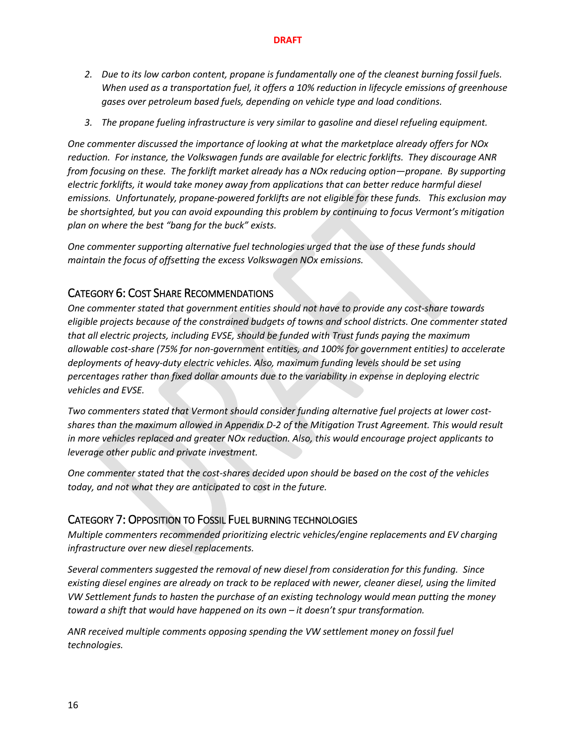2. *Due to its low carbon content, propane is fundamentally one of the cleanest burning fossil fuels. When used as a transportation fuel, it offers a 10% reduction in lifecycle emissions of greenhouse gases over petroleum based fuels, depending on vehicle type and load conditions.*
3. *The propane fueling infrastructure is very similar to gasoline and diesel refueling equipment.*

*One commenter discussed the importance of looking at what the marketplace already offers for NOx reduction. For instance, the Volkswagen funds are available for electric forklifts. They discourage ANR from focusing on these. The forklift market already has a NOx reducing option—propane. By supporting electric forklifts, it would take money away from applications that can better reduce harmful diesel emissions. Unfortunately, propane-powered forklifts are not eligible for these funds. This exclusion may be shortsighted, but you can avoid expounding this problem by continuing to focus Vermont's mitigation plan on where the best "bang for the buck" exists.*

*One commenter supporting alternative fuel technologies urged that the use of these funds should maintain the focus of offsetting the excess Volkswagen NOx emissions.*

## CATEGORY 6: COST SHARE RECOMMENDATIONS

*One commenter stated that government entities should not have to provide any cost-share towards eligible projects because of the constrained budgets of towns and school districts. One commenter stated that all electric projects, including EVSE, should be funded with Trust funds paying the maximum allowable cost-share (75% for non-government entities, and 100% for government entities) to accelerate deployments of heavy-duty electric vehicles. Also, maximum funding levels should be set using percentages rather than fixed dollar amounts due to the variability in expense in deploying electric vehicles and EVSE.*

*Two commenters stated that Vermont should consider funding alternative fuel projects at lower cost-shares than the maximum allowed in Appendix D-2 of the Mitigation Trust Agreement. This would result in more vehicles replaced and greater NOx reduction. Also, this would encourage project applicants to leverage other public and private investment.*

*One commenter stated that the cost-shares decided upon should be based on the cost of the vehicles today, and not what they are anticipated to cost in the future.*

## CATEGORY 7: OPPOSITION TO FOSSIL FUEL BURNING TECHNOLOGIES

*Multiple commenters recommended prioritizing electric vehicles/engine replacements and EV charging infrastructure over new diesel replacements.*

*Several commenters suggested the removal of new diesel from consideration for this funding. Since existing diesel engines are already on track to be replaced with newer, cleaner diesel, using the limited VW Settlement funds to hasten the purchase of an existing technology would mean putting the money toward a shift that would have happened on its own – it doesn't spur transformation.*

*ANR received multiple comments opposing spending the VW settlement money on fossil fuel technologies.*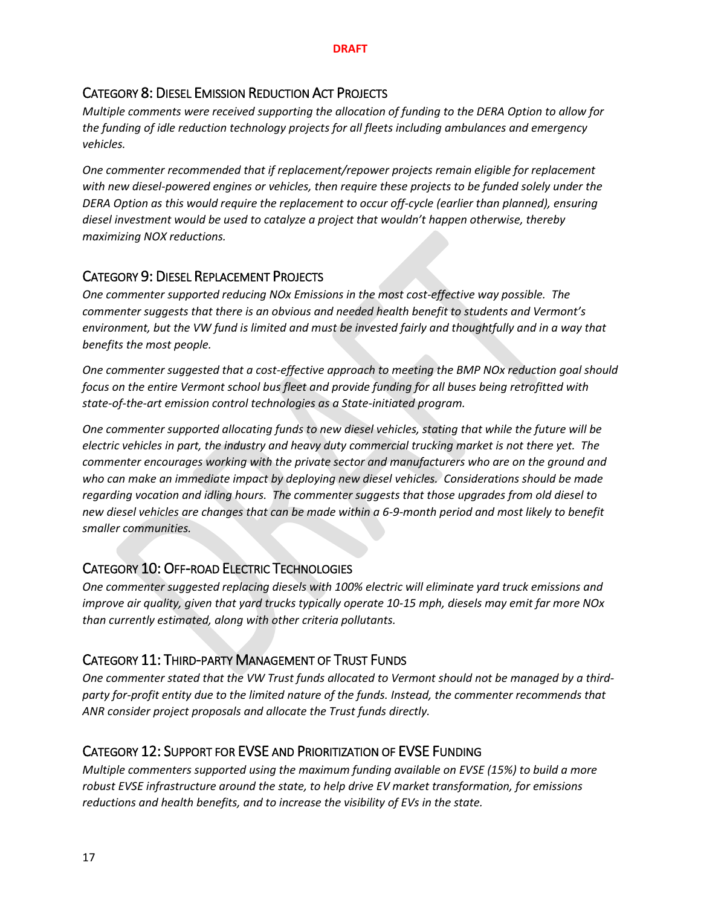DRAFT

## Category 8: Diesel Emission Reduction Act Projects

*Multiple comments were received supporting the allocation of funding to the DERA Option to allow for the funding of idle reduction technology projects for all fleets including ambulances and emergency vehicles.*

*One commenter recommended that if replacement/repower projects remain eligible for replacement with new diesel-powered engines or vehicles, then require these projects to be funded solely under the DERA Option as this would require the replacement to occur off-cycle (earlier than planned), ensuring diesel investment would be used to catalyze a project that wouldn't happen otherwise, thereby maximizing NOX reductions.*

## Category 9: Diesel Replacement Projects

*One commenter supported reducing NOx Emissions in the most cost-effective way possible. The commenter suggests that there is an obvious and needed health benefit to students and Vermont's environment, but the VW fund is limited and must be invested fairly and thoughtfully and in a way that benefits the most people.*

*One commenter suggested that a cost-effective approach to meeting the BMP NOx reduction goal should focus on the entire Vermont school bus fleet and provide funding for all buses being retrofitted with state-of-the-art emission control technologies as a State-initiated program.*

*One commenter supported allocating funds to new diesel vehicles, stating that while the future will be electric vehicles in part, the industry and heavy duty commercial trucking market is not there yet. The commenter encourages working with the private sector and manufacturers who are on the ground and who can make an immediate impact by deploying new diesel vehicles. Considerations should be made regarding vocation and idling hours. The commenter suggests that those upgrades from old diesel to new diesel vehicles are changes that can be made within a 6-9-month period and most likely to benefit smaller communities.*

## Category 10: Off-road Electric Technologies

*One commenter suggested replacing diesels with 100% electric will eliminate yard truck emissions and improve air quality, given that yard trucks typically operate 10-15 mph, diesels may emit far more NOx than currently estimated, along with other criteria pollutants.*

## Category 11: Third-party Management of Trust Funds

*One commenter stated that the VW Trust funds allocated to Vermont should not be managed by a third-party for-profit entity due to the limited nature of the funds. Instead, the commenter recommends that ANR consider project proposals and allocate the Trust funds directly.*

## Category 12: Support for EVSE and Prioritization of EVSE Funding

*Multiple commenters supported using the maximum funding available on EVSE (15%) to build a more robust EVSE infrastructure around the state, to help drive EV market transformation, for emissions reductions and health benefits, and to increase the visibility of EVs in the state.*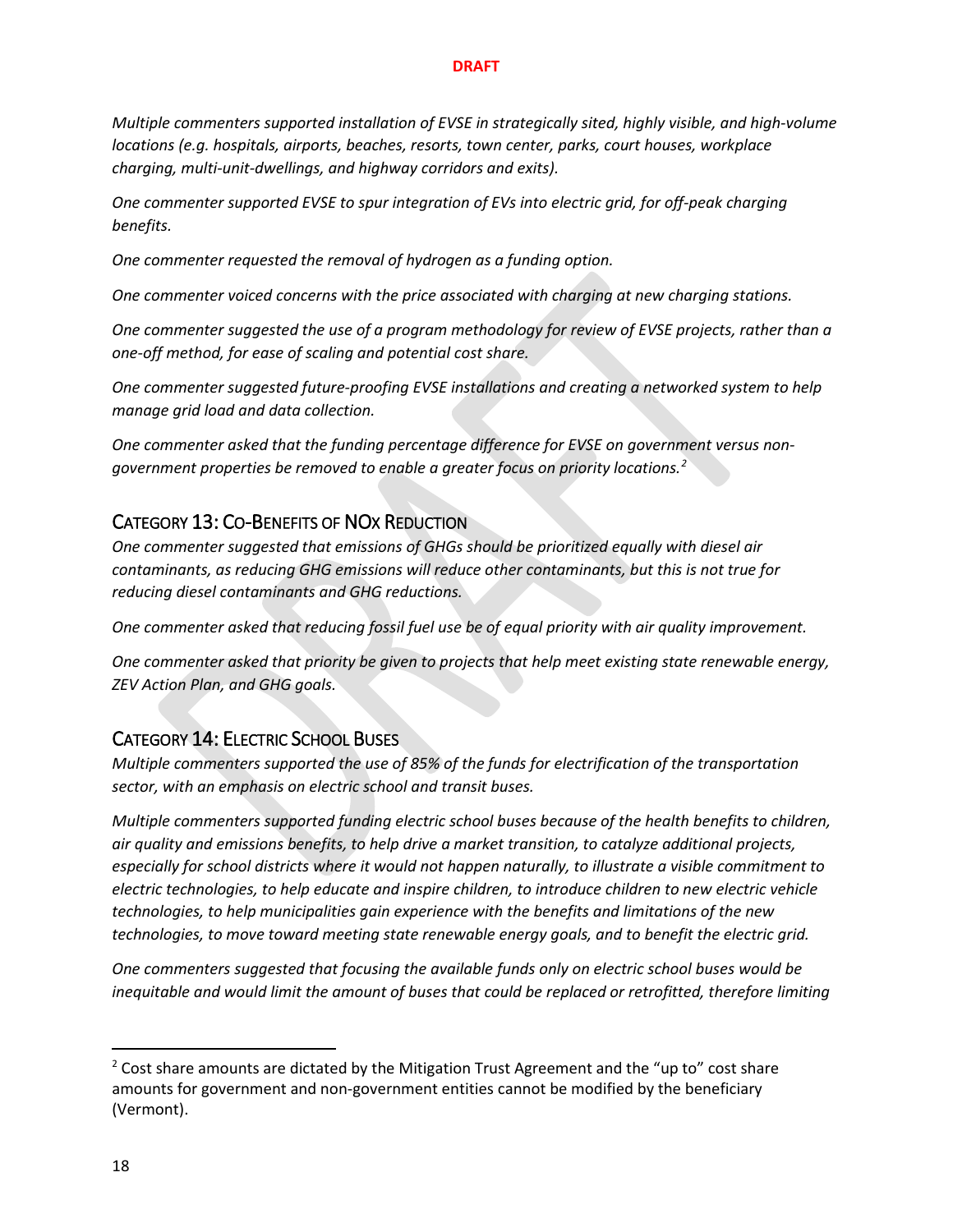*Multiple commenters supported installation of EVSE in strategically sited, highly visible, and high-volume locations (e.g. hospitals, airports, beaches, resorts, town center, parks, court houses, workplace charging, multi-unit-dwellings, and highway corridors and exits).*

*One commenter supported EVSE to spur integration of EVs into electric grid, for off-peak charging benefits.*

*One commenter requested the removal of hydrogen as a funding option.*

*One commenter voiced concerns with the price associated with charging at new charging stations.*

*One commenter suggested the use of a program methodology for review of EVSE projects, rather than a one-off method, for ease of scaling and potential cost share.*

*One commenter suggested future-proofing EVSE installations and creating a networked system to help manage grid load and data collection.*

*One commenter asked that the funding percentage difference for EVSE on government versus non-government properties be removed to enable a greater focus on priority locations.*[2]

## Category 13: Co-Benefits of NOx Reduction

*One commenter suggested that emissions of GHGs should be prioritized equally with diesel air contaminants, as reducing GHG emissions will reduce other contaminants, but this is not true for reducing diesel contaminants and GHG reductions.*

*One commenter asked that reducing fossil fuel use be of equal priority with air quality improvement.*

*One commenter asked that priority be given to projects that help meet existing state renewable energy, ZEV Action Plan, and GHG goals.*

## Category 14: Electric School Buses

*Multiple commenters supported the use of 85% of the funds for electrification of the transportation sector, with an emphasis on electric school and transit buses.*

*Multiple commenters supported funding electric school buses because of the health benefits to children, air quality and emissions benefits, to help drive a market transition, to catalyze additional projects, especially for school districts where it would not happen naturally, to illustrate a visible commitment to electric technologies, to help educate and inspire children, to introduce children to new electric vehicle technologies, to help municipalities gain experience with the benefits and limitations of the new technologies, to move toward meeting state renewable energy goals, and to benefit the electric grid.*

*One commenters suggested that focusing the available funds only on electric school buses would be inequitable and would limit the amount of buses that could be replaced or retrofitted, therefore limiting*

---

[2] Cost share amounts are dictated by the Mitigation Trust Agreement and the "up to" cost share amounts for government and non-government entities cannot be modified by the beneficiary (Vermont).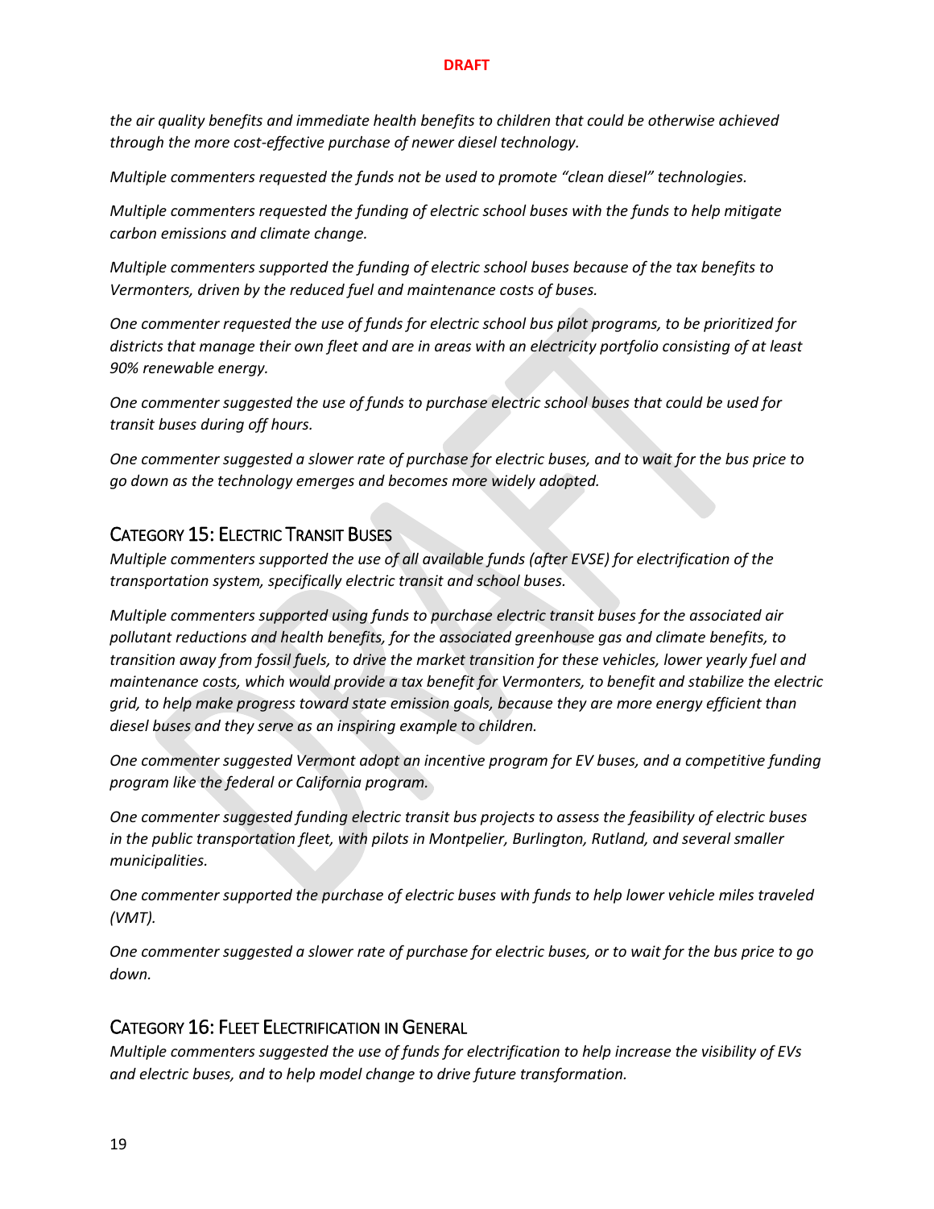*the air quality benefits and immediate health benefits to children that could be otherwise achieved through the more cost-effective purchase of newer diesel technology.*

*Multiple commenters requested the funds not be used to promote "clean diesel" technologies.*

*Multiple commenters requested the funding of electric school buses with the funds to help mitigate carbon emissions and climate change.*

*Multiple commenters supported the funding of electric school buses because of the tax benefits to Vermonters, driven by the reduced fuel and maintenance costs of buses.*

*One commenter requested the use of funds for electric school bus pilot programs, to be prioritized for districts that manage their own fleet and are in areas with an electricity portfolio consisting of at least 90% renewable energy.*

*One commenter suggested the use of funds to purchase electric school buses that could be used for transit buses during off hours.*

*One commenter suggested a slower rate of purchase for electric buses, and to wait for the bus price to go down as the technology emerges and becomes more widely adopted.*

## CATEGORY 15: ELECTRIC TRANSIT BUSES

*Multiple commenters supported the use of all available funds (after EVSE) for electrification of the transportation system, specifically electric transit and school buses.*

*Multiple commenters supported using funds to purchase electric transit buses for the associated air pollutant reductions and health benefits, for the associated greenhouse gas and climate benefits, to transition away from fossil fuels, to drive the market transition for these vehicles, lower yearly fuel and maintenance costs, which would provide a tax benefit for Vermonters, to benefit and stabilize the electric grid, to help make progress toward state emission goals, because they are more energy efficient than diesel buses and they serve as an inspiring example to children.*

*One commenter suggested Vermont adopt an incentive program for EV buses, and a competitive funding program like the federal or California program.*

*One commenter suggested funding electric transit bus projects to assess the feasibility of electric buses in the public transportation fleet, with pilots in Montpelier, Burlington, Rutland, and several smaller municipalities.*

*One commenter supported the purchase of electric buses with funds to help lower vehicle miles traveled (VMT).*

*One commenter suggested a slower rate of purchase for electric buses, or to wait for the bus price to go down.*

## CATEGORY 16: FLEET ELECTRIFICATION IN GENERAL

*Multiple commenters suggested the use of funds for electrification to help increase the visibility of EVs and electric buses, and to help model change to drive future transformation.*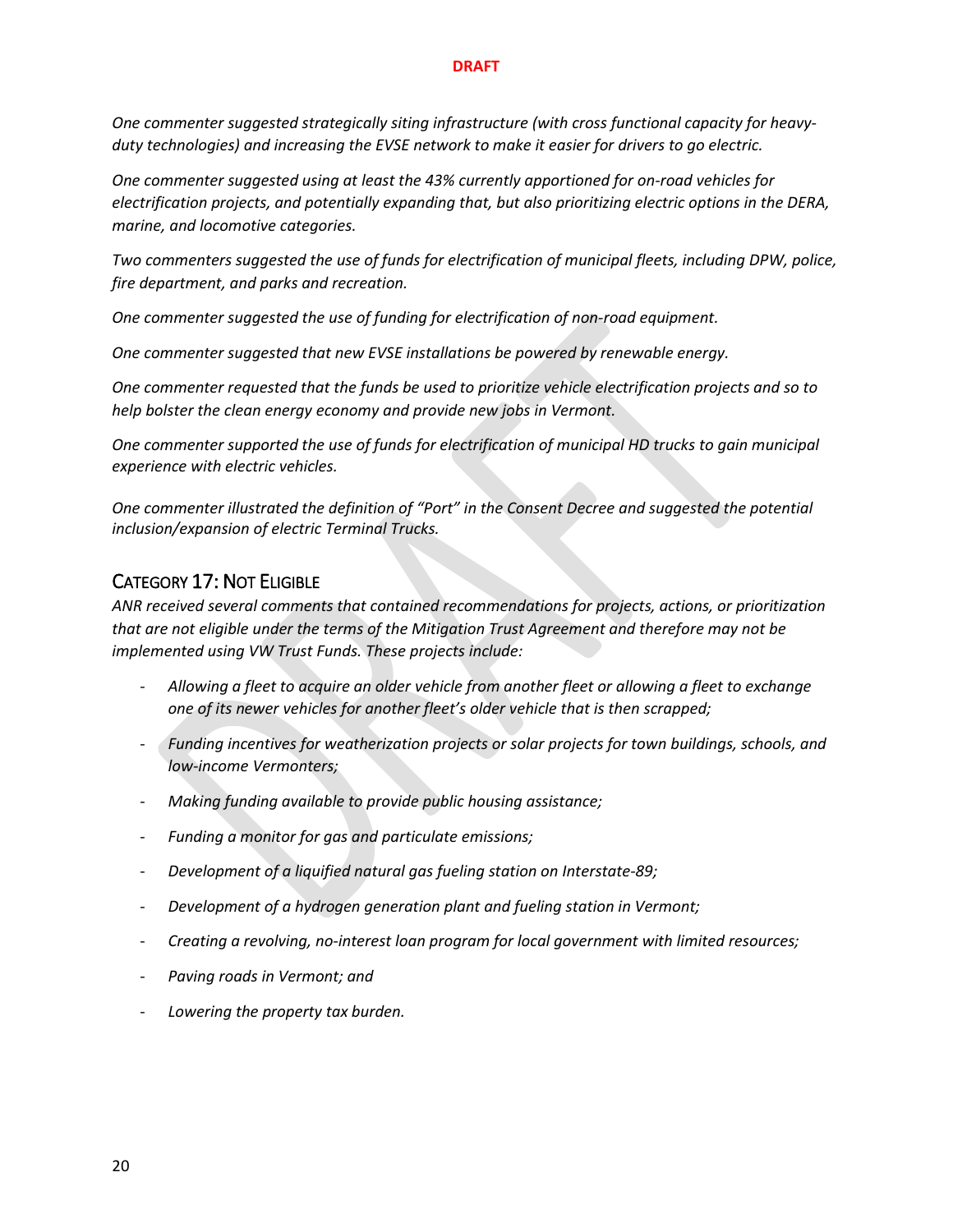*One commenter suggested strategically siting infrastructure (with cross functional capacity for heavy-duty technologies) and increasing the EVSE network to make it easier for drivers to go electric.*

*One commenter suggested using at least the 43% currently apportioned for on-road vehicles for electrification projects, and potentially expanding that, but also prioritizing electric options in the DERA, marine, and locomotive categories.*

*Two commenters suggested the use of funds for electrification of municipal fleets, including DPW, police, fire department, and parks and recreation.*

*One commenter suggested the use of funding for electrification of non-road equipment.*

*One commenter suggested that new EVSE installations be powered by renewable energy.*

*One commenter requested that the funds be used to prioritize vehicle electrification projects and so to help bolster the clean energy economy and provide new jobs in Vermont.*

*One commenter supported the use of funds for electrification of municipal HD trucks to gain municipal experience with electric vehicles.*

*One commenter illustrated the definition of "Port" in the Consent Decree and suggested the potential inclusion/expansion of electric Terminal Trucks.*

## Category 17: Not Eligible

*ANR received several comments that contained recommendations for projects, actions, or prioritization that are not eligible under the terms of the Mitigation Trust Agreement and therefore may not be implemented using VW Trust Funds. These projects include:*

- *Allowing a fleet to acquire an older vehicle from another fleet or allowing a fleet to exchange one of its newer vehicles for another fleet's older vehicle that is then scrapped;*
- *Funding incentives for weatherization projects or solar projects for town buildings, schools, and low-income Vermonters;*
- *Making funding available to provide public housing assistance;*
- *Funding a monitor for gas and particulate emissions;*
- *Development of a liquified natural gas fueling station on Interstate-89;*
- *Development of a hydrogen generation plant and fueling station in Vermont;*
- *Creating a revolving, no-interest loan program for local government with limited resources;*
- *Paving roads in Vermont; and*
- *Lowering the property tax burden.*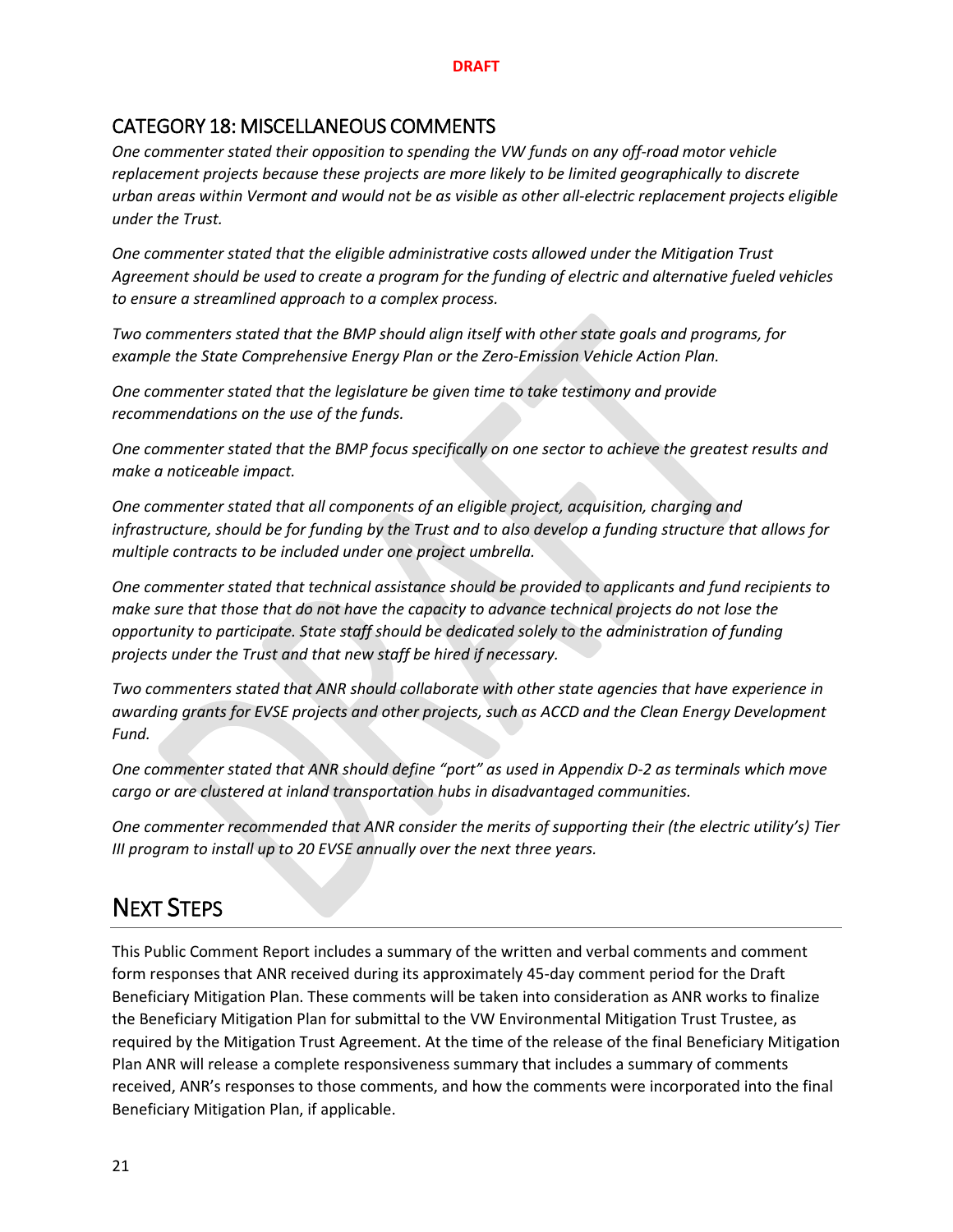## CATEGORY 18: MISCELLANEOUS COMMENTS

*One commenter stated their opposition to spending the VW funds on any off-road motor vehicle replacement projects because these projects are more likely to be limited geographically to discrete urban areas within Vermont and would not be as visible as other all-electric replacement projects eligible under the Trust.*

*One commenter stated that the eligible administrative costs allowed under the Mitigation Trust Agreement should be used to create a program for the funding of electric and alternative fueled vehicles to ensure a streamlined approach to a complex process.*

*Two commenters stated that the BMP should align itself with other state goals and programs, for example the State Comprehensive Energy Plan or the Zero-Emission Vehicle Action Plan.*

*One commenter stated that the legislature be given time to take testimony and provide recommendations on the use of the funds.*

*One commenter stated that the BMP focus specifically on one sector to achieve the greatest results and make a noticeable impact.*

*One commenter stated that all components of an eligible project, acquisition, charging and infrastructure, should be for funding by the Trust and to also develop a funding structure that allows for multiple contracts to be included under one project umbrella.*

*One commenter stated that technical assistance should be provided to applicants and fund recipients to make sure that those that do not have the capacity to advance technical projects do not lose the opportunity to participate. State staff should be dedicated solely to the administration of funding projects under the Trust and that new staff be hired if necessary.*

*Two commenters stated that ANR should collaborate with other state agencies that have experience in awarding grants for EVSE projects and other projects, such as ACCD and the Clean Energy Development Fund.*

*One commenter stated that ANR should define "port" as used in Appendix D-2 as terminals which move cargo or are clustered at inland transportation hubs in disadvantaged communities.*

*One commenter recommended that ANR consider the merits of supporting their (the electric utility's) Tier III program to install up to 20 EVSE annually over the next three years.*

# NEXT STEPS

This Public Comment Report includes a summary of the written and verbal comments and comment form responses that ANR received during its approximately 45-day comment period for the Draft Beneficiary Mitigation Plan. These comments will be taken into consideration as ANR works to finalize the Beneficiary Mitigation Plan for submittal to the VW Environmental Mitigation Trust Trustee, as required by the Mitigation Trust Agreement. At the time of the release of the final Beneficiary Mitigation Plan ANR will release a complete responsiveness summary that includes a summary of comments received, ANR's responses to those comments, and how the comments were incorporated into the final Beneficiary Mitigation Plan, if applicable.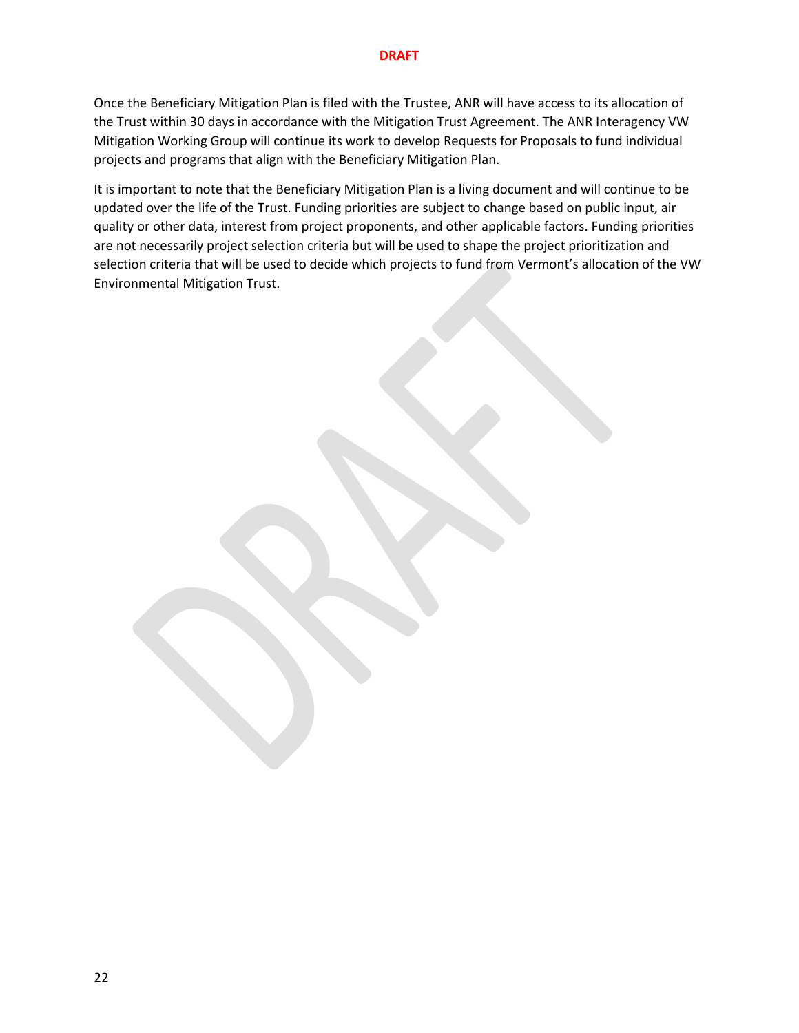Once the Beneficiary Mitigation Plan is filed with the Trustee, ANR will have access to its allocation of the Trust within 30 days in accordance with the Mitigation Trust Agreement. The ANR Interagency VW Mitigation Working Group will continue its work to develop Requests for Proposals to fund individual projects and programs that align with the Beneficiary Mitigation Plan.

It is important to note that the Beneficiary Mitigation Plan is a living document and will continue to be updated over the life of the Trust. Funding priorities are subject to change based on public input, air quality or other data, interest from project proponents, and other applicable factors. Funding priorities are not necessarily project selection criteria but will be used to shape the project prioritization and selection criteria that will be used to decide which projects to fund from Vermont's allocation of the VW Environmental Mitigation Trust.